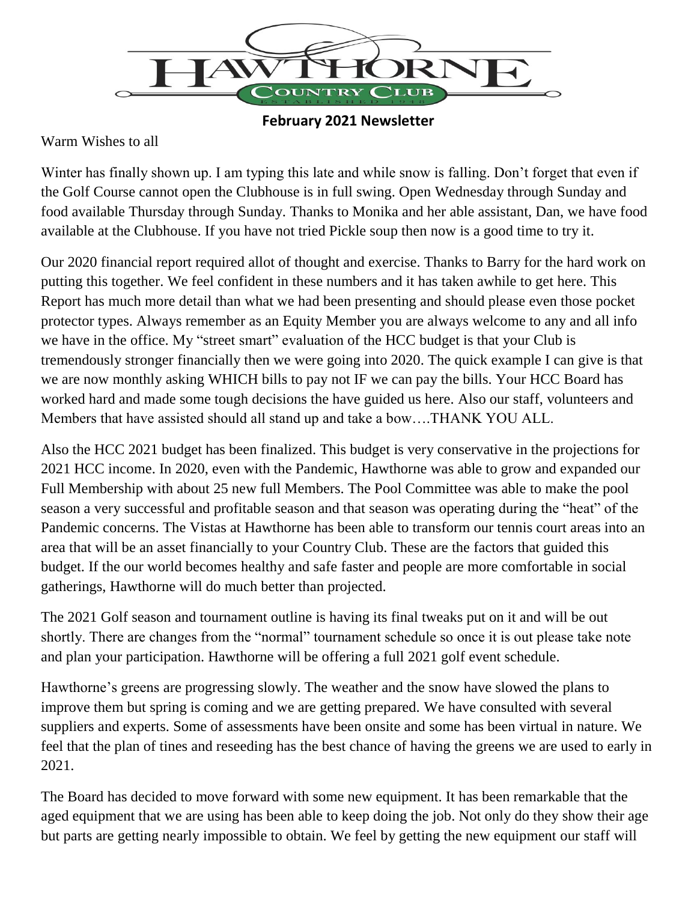# February 2021 Newsletter

Warm Wishes to all

Winter has finally shown up. I am typing this late and while snow is falling. Don't forget that even if the Golf Course cannot open the Clubhouse is in full swing. Open Wednesday through Sunday and food available Thursday through Sunday. Thanks to Monika and her able assistant, Dan, we have food available at the Clubhouse. If you have not tried Pickle soup then now is a good time to try it.

Our 2020 financial report required allot of thought and exercise. Thanks to Barry for the hard work on putting this together. We feel confident in these numbers and it has taken awhile to get here. This Report has much more detail than what we had been presenting and should please even those pocket protector types. Always remember as an Equity Member you are always welcome to any and all info we have in the office. My "street smart" evaluation of the HCC budget is that your Club is tremendously stronger financially then we were going into 2020. The quick example I can give is that we are now monthly asking WHICH bills to pay not IF we can pay the bills. Your HCC Board has worked hard and made some tough decisions the have guided us here. Also our staff, volunteers and Members that have assisted should all stand up and take a bow….THANK YOU ALL.

Also the HCC 2021 budget has been finalized. This budget is very conservative in the projections for 2021 HCC income. In 2020, even with the Pandemic, Hawthorne was able to grow and expanded our Full Membership with about 25 new full Members. The Pool Committee was able to make the pool season a very successful and profitable season and that season was operating during the "heat" of the Pandemic concerns. The Vistas at Hawthorne has been able to transform our tennis court areas into an area that will be an asset financially to your Country Club. These are the factors that guided this budget. If the our world becomes healthy and safe faster and people are more comfortable in social gatherings, Hawthorne will do much better than projected.

The 2021 Golf season and tournament outline is having its final tweaks put on it and will be out shortly. There are changes from the "normal" tournament schedule so once it is out please take note and plan your participation. Hawthorne will be offering a full 2021 golf event schedule.

Hawthorne's greens are progressing slowly. The weather and the snow have slowed the plans to improve them but spring is coming and we are getting prepared. We have consulted with several suppliers and experts. Some of assessments have been onsite and some has been virtual in nature. We feel that the plan of tines and reseeding has the best chance of having the greens we are used to early in 2021.

The Board has decided to move forward with some new equipment. It has been remarkable that the aged equipment that we are using has been able to keep doing the job. Not only do they show their age but parts are getting nearly impossible to obtain. We feel by getting the new equipment our staff will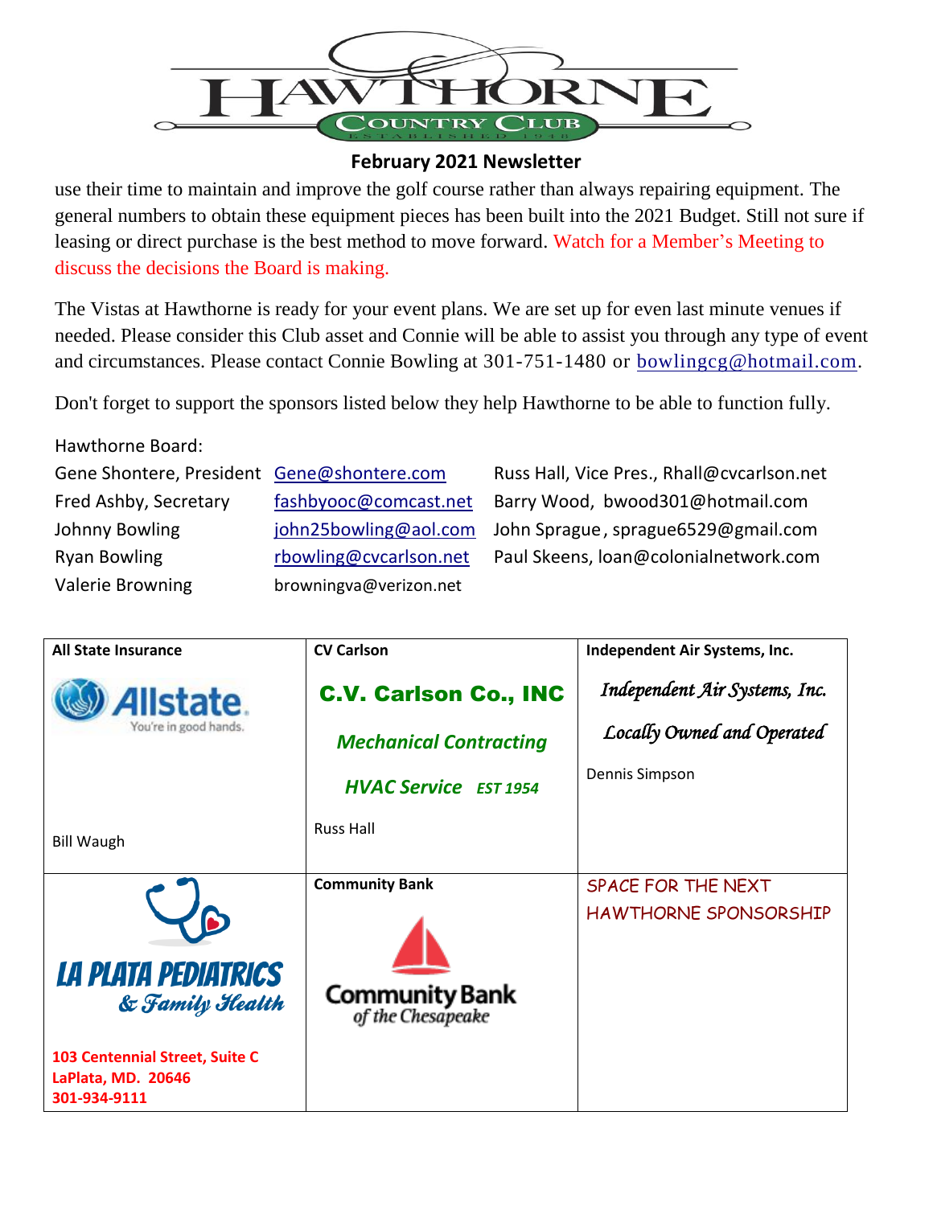February 2021 Newsletter

use their time to maintain and improve the golf course rather than always repairing equipment. The general numbers to obtain these equipment pieces has been built into the 2021 Budget. Still not sure if leasing or direct purchase is the best method to move forward. Watch for a Member's Meeting to discuss the decisions the Board is making.

The Vistas at Hawthorne is ready for your event plans. We are set up for even last minute venues if needed. Please consider this Club asset and Connie will be able to assist you through any type of event and circumstances. Please contact Connie Bowling at 301-751-1480 or bowlingcg@hotmail.com.

Don't forget to support the sponsors listed below they help Hawthorne to be able to function fully.

Hawthorne Board:

| | | |
|---|---|---|
| Gene Shontere, President | Gene@shontere.com | Russ Hall, Vice Pres., Rhall@cvcarlson.net |
| Fred Ashby, Secretary | fashbyooc@comcast.net | Barry Wood, bwood301@hotmail.com |
| Johnny Bowling | john25bowling@aol.com | John Sprague, sprague6529@gmail.com |
| Ryan Bowling | rbowling@cvcarlson.net | Paul Skeens, loan@colonialnetwork.com |
| Valerie Browning | browningva@verizon.net | |

| | | |
|---|---|---|
| **All State Insurance**<br>Allstate. You're in good hands.<br>Bill Waugh | **CV Carlson**<br>**C.V. Carlson Co., INC**<br>***Mechanical Contracting***<br>***HVAC Service EST 1954***<br>Russ Hall | **Independent Air Systems, Inc.**<br>*Independent Air Systems, Inc.*<br>*Locally Owned and Operated*<br>Dennis Simpson |
| **LA PLATA PEDIATRICS** *& Family Health*<br>**103 Centennial Street, Suite C**<br>**LaPlata, MD. 20646**<br>**301-934-9111** | **Community Bank**<br>Community Bank of the Chesapeake | SPACE FOR THE NEXT HAWTHORNE SPONSORSHIP |